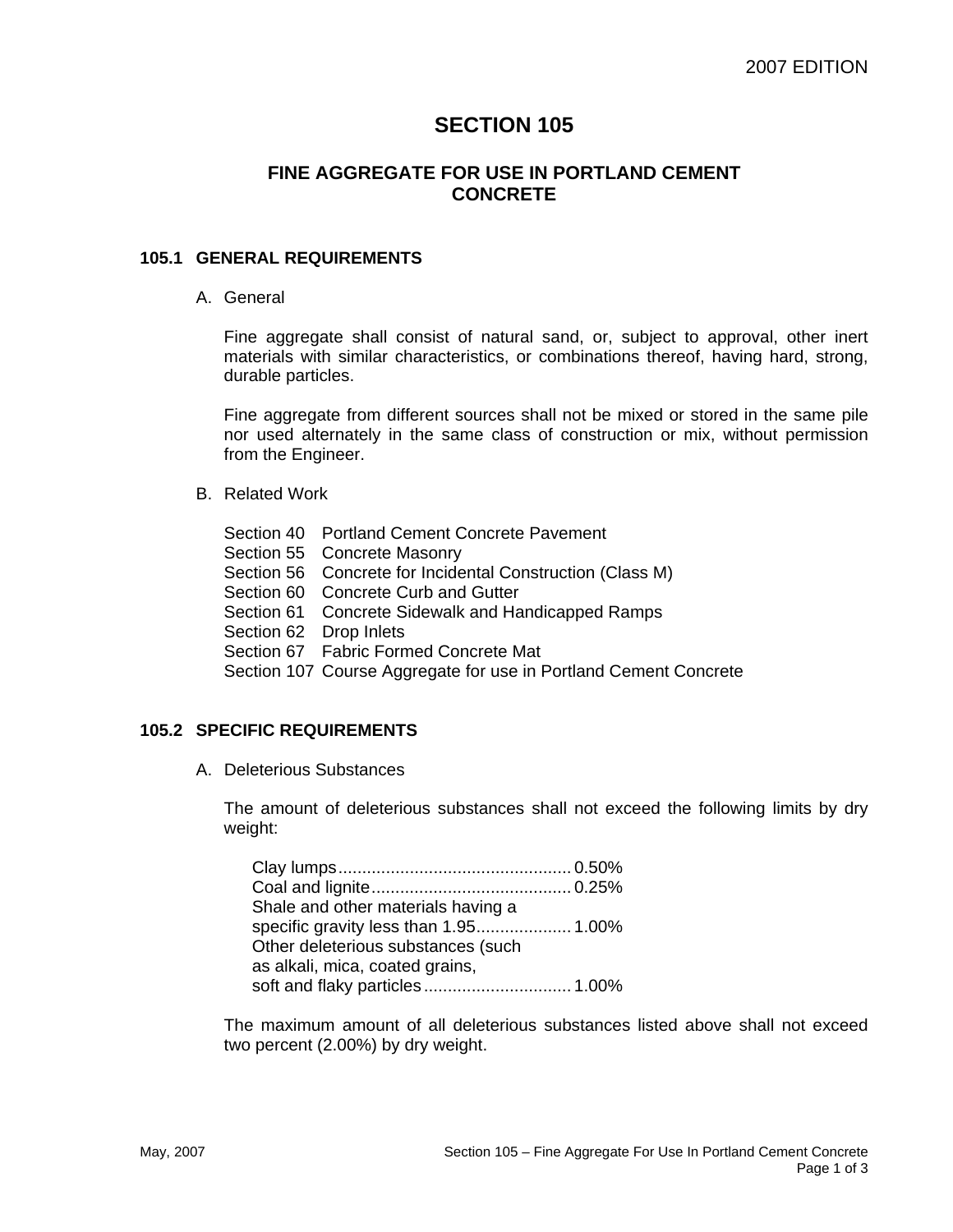# SECTION 105

## FINE AGGREGATE FOR USE IN PORTLAND CEMENT CONCRETE

### 105.1 GENERAL REQUIREMENTS

A. General

Fine aggregate shall consist of natural sand, or, subject to approval, other inert materials with similar characteristics, or combinations thereof, having hard, strong, durable particles.

Fine aggregate from different sources shall not be mixed or stored in the same pile nor used alternately in the same class of construction or mix, without permission from the Engineer.

B. Related Work

Section 40 Portland Cement Concrete Pavement
Section 55 Concrete Masonry
Section 56 Concrete for Incidental Construction (Class M)
Section 60 Concrete Curb and Gutter
Section 61 Concrete Sidewalk and Handicapped Ramps
Section 62 Drop Inlets
Section 67 Fabric Formed Concrete Mat
Section 107 Course Aggregate for use in Portland Cement Concrete

### 105.2 SPECIFIC REQUIREMENTS

A. Deleterious Substances

The amount of deleterious substances shall not exceed the following limits by dry weight:

Clay lumps................................................ 0.50%
Coal and lignite......................................... 0.25%
Shale and other materials having a
specific gravity less than 1.95.................... 1.00%
Other deleterious substances (such
as alkali, mica, coated grains,
soft and flaky particles.............................. 1.00%

The maximum amount of all deleterious substances listed above shall not exceed two percent (2.00%) by dry weight.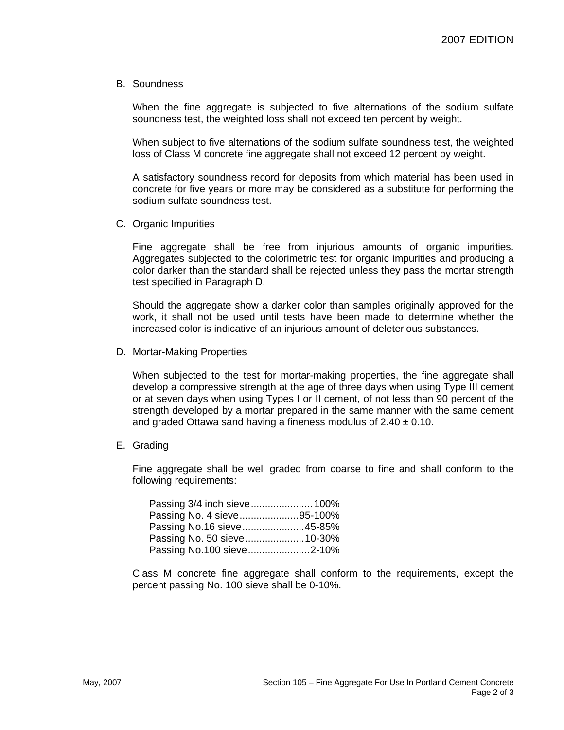B. Soundness

When the fine aggregate is subjected to five alternations of the sodium sulfate soundness test, the weighted loss shall not exceed ten percent by weight.

When subject to five alternations of the sodium sulfate soundness test, the weighted loss of Class M concrete fine aggregate shall not exceed 12 percent by weight.

A satisfactory soundness record for deposits from which material has been used in concrete for five years or more may be considered as a substitute for performing the sodium sulfate soundness test.

C. Organic Impurities

Fine aggregate shall be free from injurious amounts of organic impurities. Aggregates subjected to the colorimetric test for organic impurities and producing a color darker than the standard shall be rejected unless they pass the mortar strength test specified in Paragraph D.

Should the aggregate show a darker color than samples originally approved for the work, it shall not be used until tests have been made to determine whether the increased color is indicative of an injurious amount of deleterious substances.

D. Mortar-Making Properties

When subjected to the test for mortar-making properties, the fine aggregate shall develop a compressive strength at the age of three days when using Type III cement or at seven days when using Types I or II cement, of not less than 90 percent of the strength developed by a mortar prepared in the same manner with the same cement and graded Ottawa sand having a fineness modulus of 2.40 ± 0.10.

E. Grading

Fine aggregate shall be well graded from coarse to fine and shall conform to the following requirements:

Passing 3/4 inch sieve......................100%
Passing No. 4 sieve.....................95-100%
Passing No.16 sieve......................45-85%
Passing No. 50 sieve.....................10-30%
Passing No.100 sieve......................2-10%

Class M concrete fine aggregate shall conform to the requirements, except the percent passing No. 100 sieve shall be 0-10%.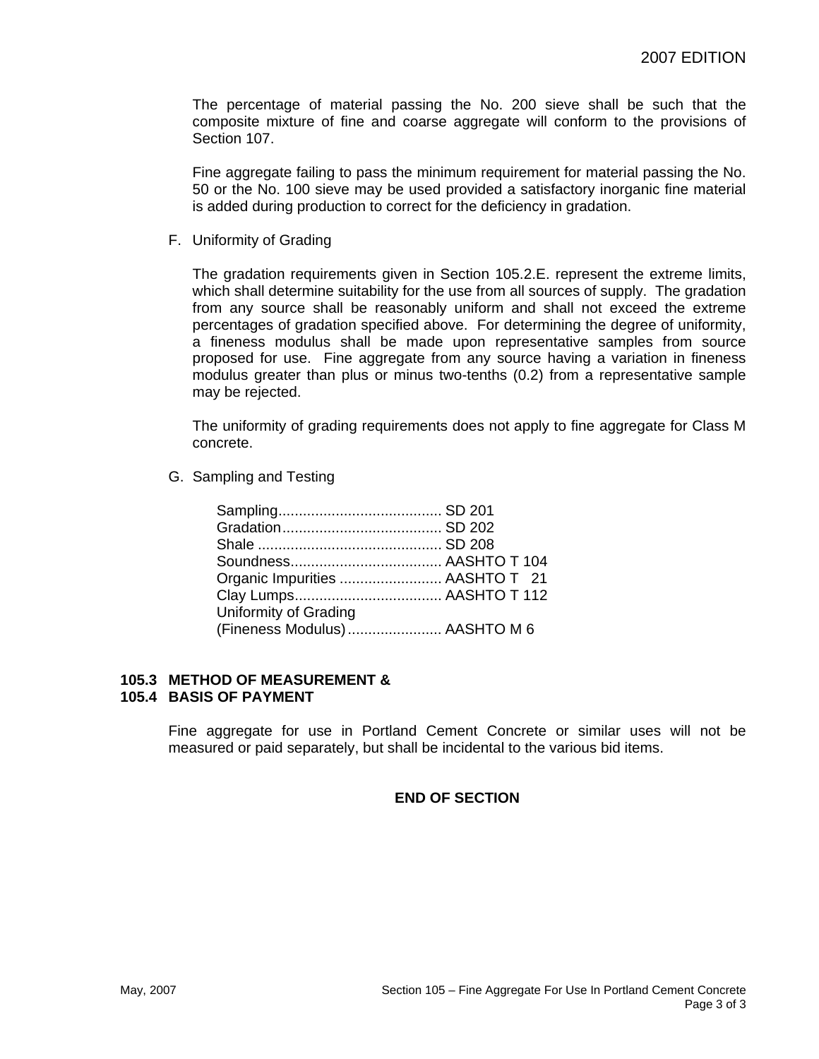The percentage of material passing the No. 200 sieve shall be such that the composite mixture of fine and coarse aggregate will conform to the provisions of Section 107.

Fine aggregate failing to pass the minimum requirement for material passing the No. 50 or the No. 100 sieve may be used provided a satisfactory inorganic fine material is added during production to correct for the deficiency in gradation.

F. Uniformity of Grading

The gradation requirements given in Section 105.2.E. represent the extreme limits, which shall determine suitability for the use from all sources of supply. The gradation from any source shall be reasonably uniform and shall not exceed the extreme percentages of gradation specified above. For determining the degree of uniformity, a fineness modulus shall be made upon representative samples from source proposed for use. Fine aggregate from any source having a variation in fineness modulus greater than plus or minus two-tenths (0.2) from a representative sample may be rejected.

The uniformity of grading requirements does not apply to fine aggregate for Class M concrete.

G. Sampling and Testing

Sampling........................................ SD 201
Gradation....................................... SD 202
Shale ............................................. SD 208
Soundness..................................... AASHTO T 104
Organic Impurities ......................... AASHTO T 21
Clay Lumps.................................... AASHTO T 112
Uniformity of Grading
(Fineness Modulus)....................... AASHTO M 6

## 105.3 METHOD OF MEASUREMENT &
## 105.4 BASIS OF PAYMENT

Fine aggregate for use in Portland Cement Concrete or similar uses will not be measured or paid separately, but shall be incidental to the various bid items.

**END OF SECTION**